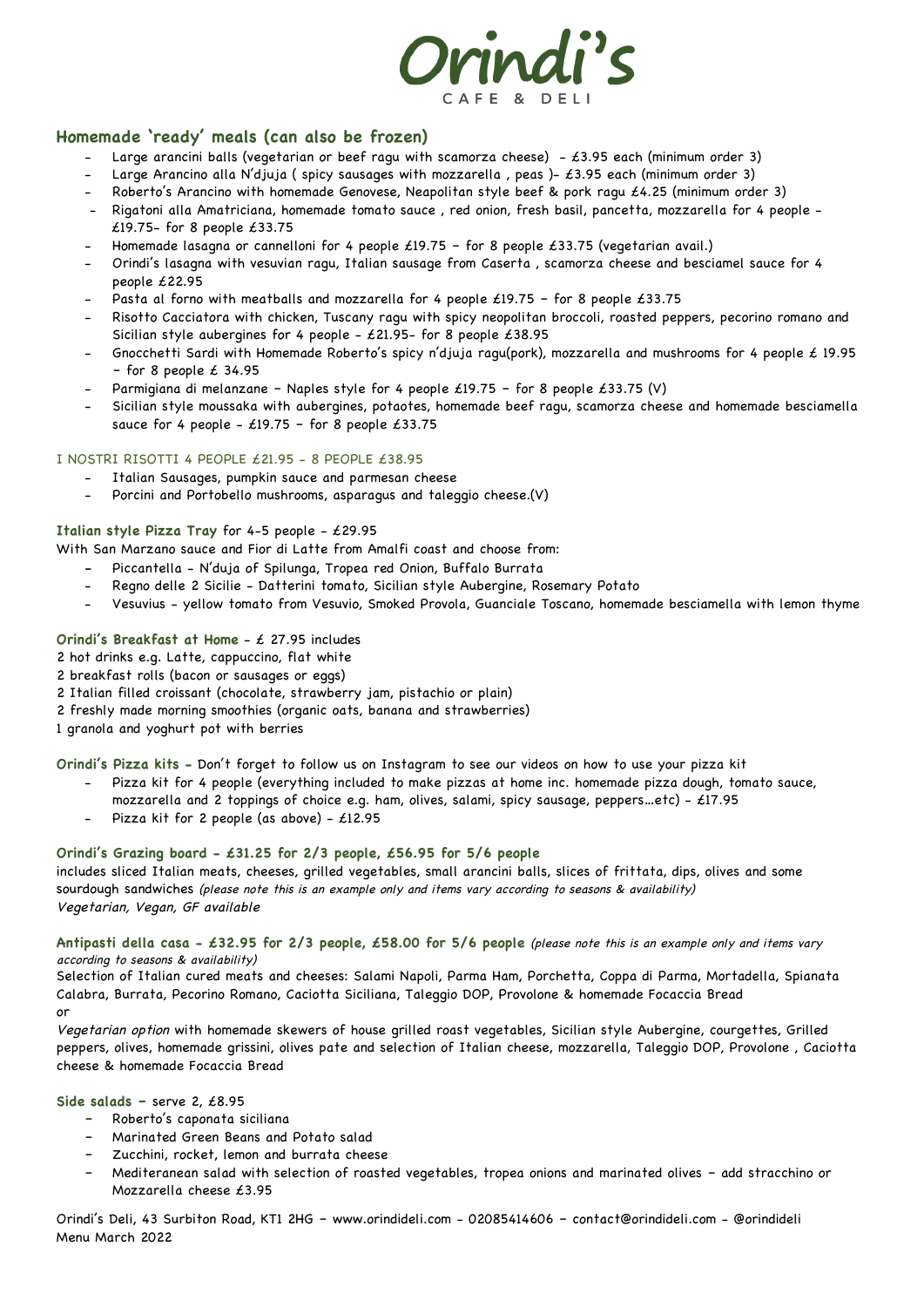# Orindi's

CAFE & DELI

## Homemade 'ready' meals (can also be frozen)

- Large arancini balls (vegetarian or beef ragu with scamorza cheese) - £3.95 each (minimum order 3)
- Large Arancino alla N'djuja ( spicy sausages with mozzarella , peas )- £3.95 each (minimum order 3)
- Roberto's Arancino with homemade Genovese, Neapolitan style beef & pork ragu £4.25 (minimum order 3)
- Rigatoni alla Amatriciana, homemade tomato sauce , red onion, fresh basil, pancetta, mozzarella for 4 people - £19.75- for 8 people £33.75
- Homemade lasagna or cannelloni for 4 people £19.75 – for 8 people £33.75 (vegetarian avail.)
- Orindi's lasagna with vesuvian ragu, Italian sausage from Caserta , scamorza cheese and besciamel sauce for 4 people £22.95
- Pasta al forno with meatballs and mozzarella for 4 people £19.75 – for 8 people £33.75
- Risotto Cacciatora with chicken, Tuscany ragu with spicy neopolitan broccoli, roasted peppers, pecorino romano and Sicilian style aubergines for 4 people - £21.95- for 8 people £38.95
- Gnocchetti Sardi with Homemade Roberto's spicy n'djuja ragu(pork), mozzarella and mushrooms for 4 people £ 19.95 – for 8 people £ 34.95
- Parmigiana di melanzane – Naples style for 4 people £19.75 – for 8 people £33.75 (V)
- Sicilian style moussaka with aubergines, potaotes, homemade beef ragu, scamorza cheese and homemade besciamella sauce for 4 people - £19.75 – for 8 people £33.75

### I NOSTRI RISOTTI 4 PEOPLE £21.95 - 8 PEOPLE £38.95

- Italian Sausages, pumpkin sauce and parmesan cheese
- Porcini and Portobello mushrooms, asparagus and taleggio cheese.(V)

**Italian style Pizza Tray** for 4-5 people - £29.95

With San Marzano sauce and Fior di Latte from Amalfi coast and choose from:

- Piccantella - N'duja of Spilunga, Tropea red Onion, Buffalo Burrata
- Regno delle 2 Sicilie - Datterini tomato, Sicilian style Aubergine, Rosemary Potato
- Vesuvius - yellow tomato from Vesuvio, Smoked Provola, Guanciale Toscano, homemade besciamella with lemon thyme

**Orindi's Breakfast at Home** - £ 27.95 includes

2 hot drinks e.g. Latte, cappuccino, flat white
2 breakfast rolls (bacon or sausages or eggs)
2 Italian filled croissant (chocolate, strawberry jam, pistachio or plain)
2 freshly made morning smoothies (organic oats, banana and strawberries)
1 granola and yoghurt pot with berries

**Orindi's Pizza kits -** Don't forget to follow us on Instagram to see our videos on how to use your pizza kit

- Pizza kit for 4 people (everything included to make pizzas at home inc. homemade pizza dough, tomato sauce, mozzarella and 2 toppings of choice e.g. ham, olives, salami, spicy sausage, peppers…etc) - £17.95
- Pizza kit for 2 people (as above) - £12.95

**Orindi's Grazing board - £31.25 for 2/3 people, £56.95 for 5/6 people**

includes sliced Italian meats, cheeses, grilled vegetables, small arancini balls, slices of frittata, dips, olives and some sourdough sandwiches *(please note this is an example only and items vary according to seasons & availability)*
*Vegetarian, Vegan, GF available*

**Antipasti della casa - £32.95 for 2/3 people, £58.00 for 5/6 people** *(please note this is an example only and items vary according to seasons & availability)*

Selection of Italian cured meats and cheeses: Salami Napoli, Parma Ham, Porchetta, Coppa di Parma, Mortadella, Spianata Calabra, Burrata, Pecorino Romano, Caciotta Siciliana, Taleggio DOP, Provolone & homemade Focaccia Bread
or
*Vegetarian option* with homemade skewers of house grilled roast vegetables, Sicilian style Aubergine, courgettes, Grilled peppers, olives, homemade grissini, olives pate and selection of Italian cheese, mozzarella, Taleggio DOP, Provolone , Caciotta cheese & homemade Focaccia Bread

**Side salads –** serve 2, £8.95

- Roberto's caponata siciliana
- Marinated Green Beans and Potato salad
- Zucchini, rocket, lemon and burrata cheese
- Mediteranean salad with selection of roasted vegetables, tropea onions and marinated olives – add stracchino or Mozzarella cheese £3.95

Orindi's Deli, 43 Surbiton Road, KT1 2HG – www.orindideli.com - 02085414606 – contact@orindideli.com - @orindideli
Menu March 2022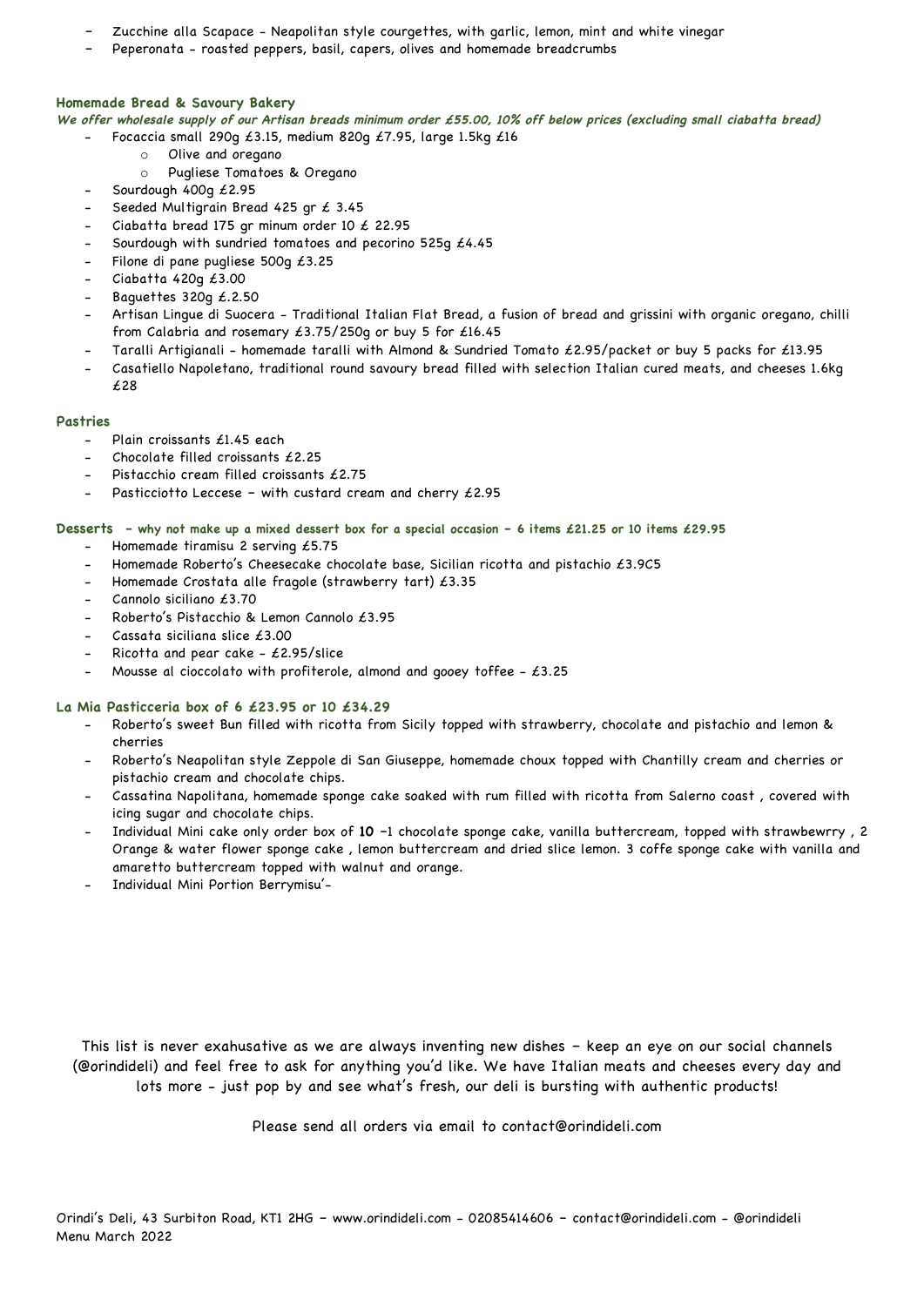- Zucchine alla Scapace - Neapolitan style courgettes, with garlic, lemon, mint and white vinegar
- Peperonata - roasted peppers, basil, capers, olives and homemade breadcrumbs

### Homemade Bread & Savoury Bakery

***We offer wholesale supply of our Artisan breads minimum order £55.00, 10% off below prices (excluding small ciabatta bread)***

- Focaccia small 290g £3.15, medium 820g £7.95, large 1.5kg £16
  - Olive and oregano
  - Pugliese Tomatoes & Oregano
- Sourdough 400g £2.95
- Seeded Multigrain Bread 425 gr £ 3.45
- Ciabatta bread 175 gr minum order 10 £ 22.95
- Sourdough with sundried tomatoes and pecorino 525g £4.45
- Filone di pane pugliese 500g £3.25
- Ciabatta 420g £3.00
- Baguettes 320g £.2.50
- Artisan Lingue di Suocera - Traditional Italian Flat Bread, a fusion of bread and grissini with organic oregano, chilli from Calabria and rosemary £3.75/250g or buy 5 for £16.45
- Taralli Artigianali - homemade taralli with Almond & Sundried Tomato £2.95/packet or buy 5 packs for £13.95
- Casatiello Napoletano, traditional round savoury bread filled with selection Italian cured meats, and cheeses 1.6kg £28

### Pastries

- Plain croissants £1.45 each
- Chocolate filled croissants £2.25
- Pistacchio cream filled croissants £2.75
- Pasticciotto Leccese – with custard cream and cherry £2.95

### Desserts - why not make up a mixed dessert box for a special occasion – 6 items £21.25 or 10 items £29.95

- Homemade tiramisu 2 serving £5.75
- Homemade Roberto's Cheesecake chocolate base, Sicilian ricotta and pistachio £3.9C5
- Homemade Crostata alle fragole (strawberry tart) £3.35
- Cannolo siciliano £3.70
- Roberto's Pistacchio & Lemon Cannolo £3.95
- Cassata siciliana slice £3.00
- Ricotta and pear cake - £2.95/slice
- Mousse al cioccolato with profiterole, almond and gooey toffee - £3.25

### La Mia Pasticceria box of 6 £23.95 or 10 £34.29

- Roberto's sweet Bun filled with ricotta from Sicily topped with strawberry, chocolate and pistachio and lemon & cherries
- Roberto's Neapolitan style Zeppole di San Giuseppe, homemade choux topped with Chantilly cream and cherries or pistachio cream and chocolate chips.
- Cassatina Napolitana, homemade sponge cake soaked with rum filled with ricotta from Salerno coast , covered with icing sugar and chocolate chips.
- Individual Mini cake only order box of **10** –1 chocolate sponge cake, vanilla buttercream, topped with strawbewrry , 2 Orange & water flower sponge cake , lemon buttercream and dried slice lemon. 3 coffe sponge cake with vanilla and amaretto buttercream topped with walnut and orange.
- Individual Mini Portion Berrymisu'–

This list is never exahusative as we are always inventing new dishes – keep an eye on our social channels (@orindideli) and feel free to ask for anything you'd like. We have Italian meats and cheeses every day and lots more - just pop by and see what's fresh, our deli is bursting with authentic products!

Please send all orders via email to contact@orindideli.com

Orindi's Deli, 43 Surbiton Road, KT1 2HG – www.orindideli.com - 02085414606 – contact@orindideli.com - @orindideli
Menu March 2022